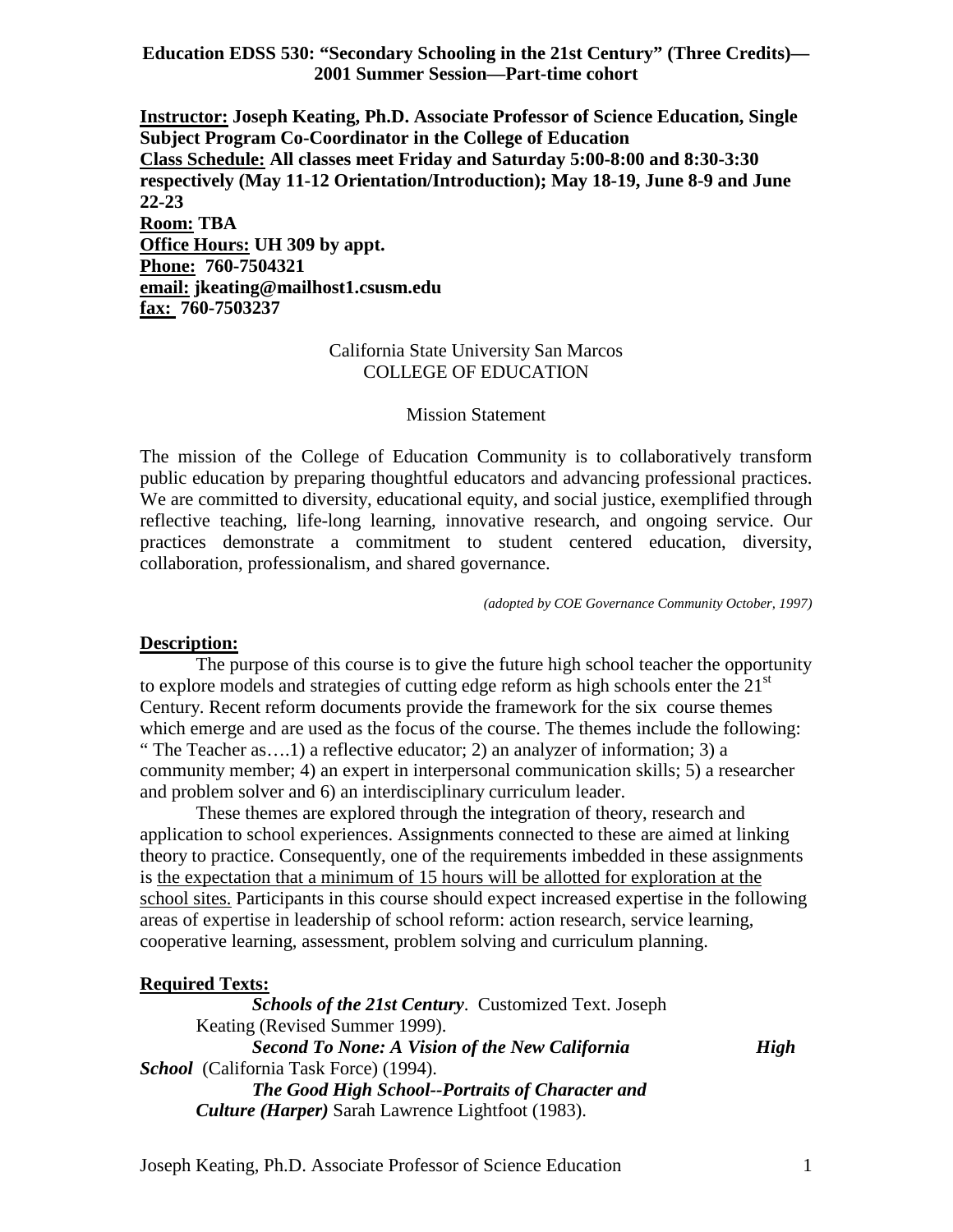**Education EDSS 530: "Secondary Schooling in the 21st Century" (Three Credits)—2001 Summer Session—Part-time cohort**

**Instructor: Joseph Keating, Ph.D. Associate Professor of Science Education, Single Subject Program Co-Coordinator in the College of Education**
**Class Schedule: All classes meet Friday and Saturday 5:00-8:00 and 8:30-3:30 respectively (May 11-12 Orientation/Introduction); May 18-19, June 8-9 and June 22-23**
**Room: TBA**
**Office Hours: UH 309 by appt.**
**Phone: 760-7504321**
**email: jkeating@mailhost1.csusm.edu**
**fax: 760-7503237**

California State University San Marcos
COLLEGE OF EDUCATION

Mission Statement

The mission of the College of Education Community is to collaboratively transform public education by preparing thoughtful educators and advancing professional practices. We are committed to diversity, educational equity, and social justice, exemplified through reflective teaching, life-long learning, innovative research, and ongoing service. Our practices demonstrate a commitment to student centered education, diversity, collaboration, professionalism, and shared governance.

*(adopted by COE Governance Community October, 1997)*

## Description:

The purpose of this course is to give the future high school teacher the opportunity to explore models and strategies of cutting edge reform as high schools enter the 21st Century. Recent reform documents provide the framework for the six course themes which emerge and are used as the focus of the course. The themes include the following: " The Teacher as….1) a reflective educator; 2) an analyzer of information; 3) a community member; 4) an expert in interpersonal communication skills; 5) a researcher and problem solver and 6) an interdisciplinary curriculum leader.

These themes are explored through the integration of theory, research and application to school experiences. Assignments connected to these are aimed at linking theory to practice. Consequently, one of the requirements imbedded in these assignments is the expectation that a minimum of 15 hours will be allotted for exploration at the school sites. Participants in this course should expect increased expertise in the following areas of expertise in leadership of school reform: action research, service learning, cooperative learning, assessment, problem solving and curriculum planning.

## Required Texts:

***Schools of the 21st Century***. Customized Text. Joseph Keating (Revised Summer 1999).

***Second To None: A Vision of the New California High School*** (California Task Force) (1994).

***The Good High School--Portraits of Character and Culture (Harper)*** Sarah Lawrence Lightfoot (1983).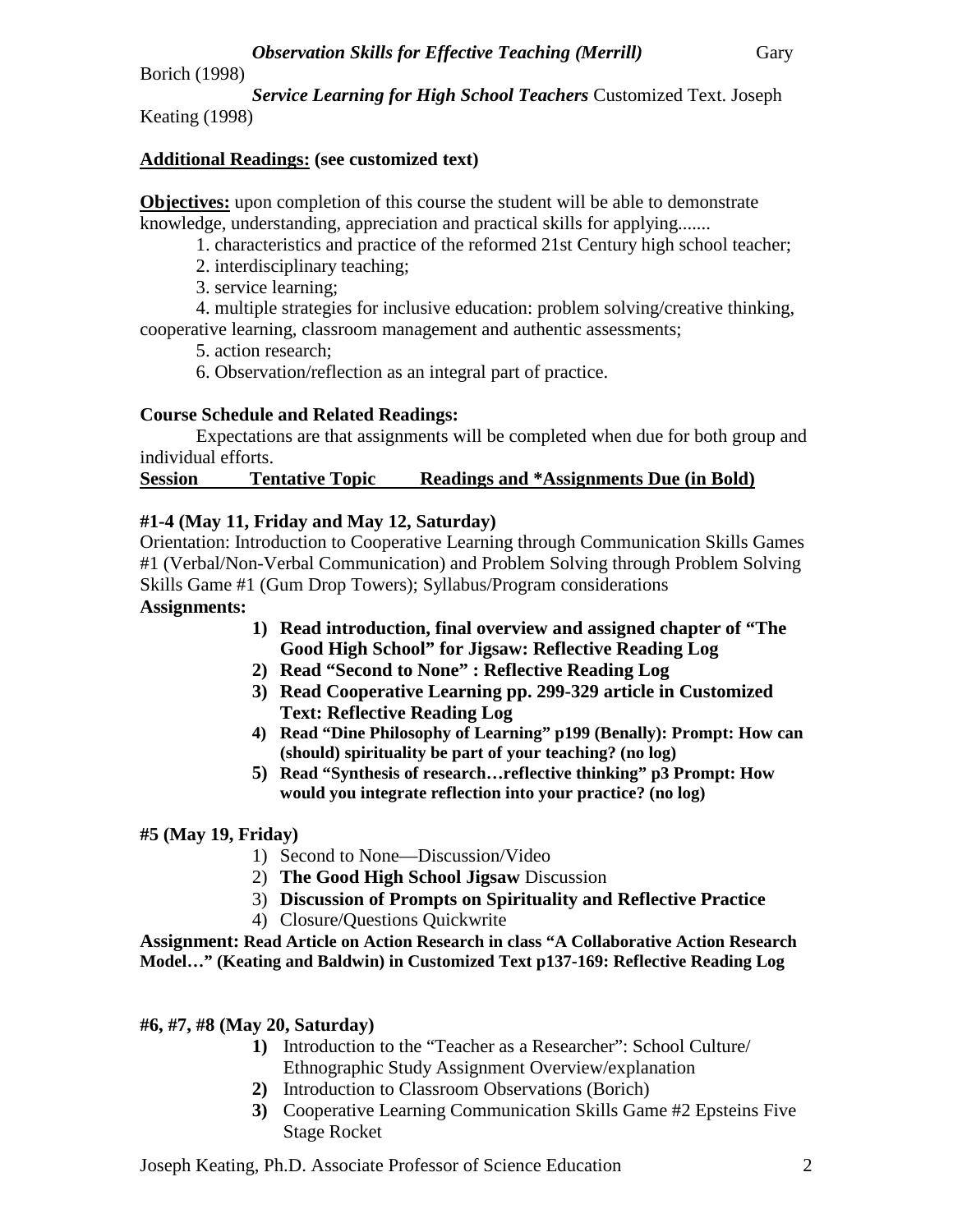*Observation Skills for Effective Teaching (Merrill)* Gary Borich (1998)

*Service Learning for High School Teachers* Customized Text. Joseph Keating (1998)

**Additional Readings: (see customized text)**

**Objectives:** upon completion of this course the student will be able to demonstrate knowledge, understanding, appreciation and practical skills for applying.......

1. characteristics and practice of the reformed 21st Century high school teacher;
2. interdisciplinary teaching;
3. service learning;
4. multiple strategies for inclusive education: problem solving/creative thinking, cooperative learning, classroom management and authentic assessments;
5. action research;
6. Observation/reflection as an integral part of practice.

**Course Schedule and Related Readings:**

Expectations are that assignments will be completed when due for both group and individual efforts.

**Session Tentative Topic Readings and *Assignments Due (in Bold)**

**#1-4 (May 11, Friday and May 12, Saturday)**

Orientation: Introduction to Cooperative Learning through Communication Skills Games #1 (Verbal/Non-Verbal Communication) and Problem Solving through Problem Solving Skills Game #1 (Gum Drop Towers); Syllabus/Program considerations

**Assignments:**

1) **Read introduction, final overview and assigned chapter of "The Good High School" for Jigsaw: Reflective Reading Log**
2) **Read "Second to None" : Reflective Reading Log**
3) **Read Cooperative Learning pp. 299-329 article in Customized Text: Reflective Reading Log**
4) **Read "Dine Philosophy of Learning" p199 (Benally): Prompt: How can (should) spirituality be part of your teaching? (no log)**
5) **Read "Synthesis of research…reflective thinking" p3 Prompt: How would you integrate reflection into your practice? (no log)**

**#5 (May 19, Friday)**

1) Second to None—Discussion/Video
2) **The Good High School Jigsaw** Discussion
3) **Discussion of Prompts on Spirituality and Reflective Practice**
4) Closure/Questions Quickwrite

**Assignment: Read Article on Action Research in class "A Collaborative Action Research Model…" (Keating and Baldwin) in Customized Text p137-169: Reflective Reading Log**

**#6, #7, #8 (May 20, Saturday)**

1) Introduction to the "Teacher as a Researcher": School Culture/ Ethnographic Study Assignment Overview/explanation
2) Introduction to Classroom Observations (Borich)
3) Cooperative Learning Communication Skills Game #2 Epsteins Five Stage Rocket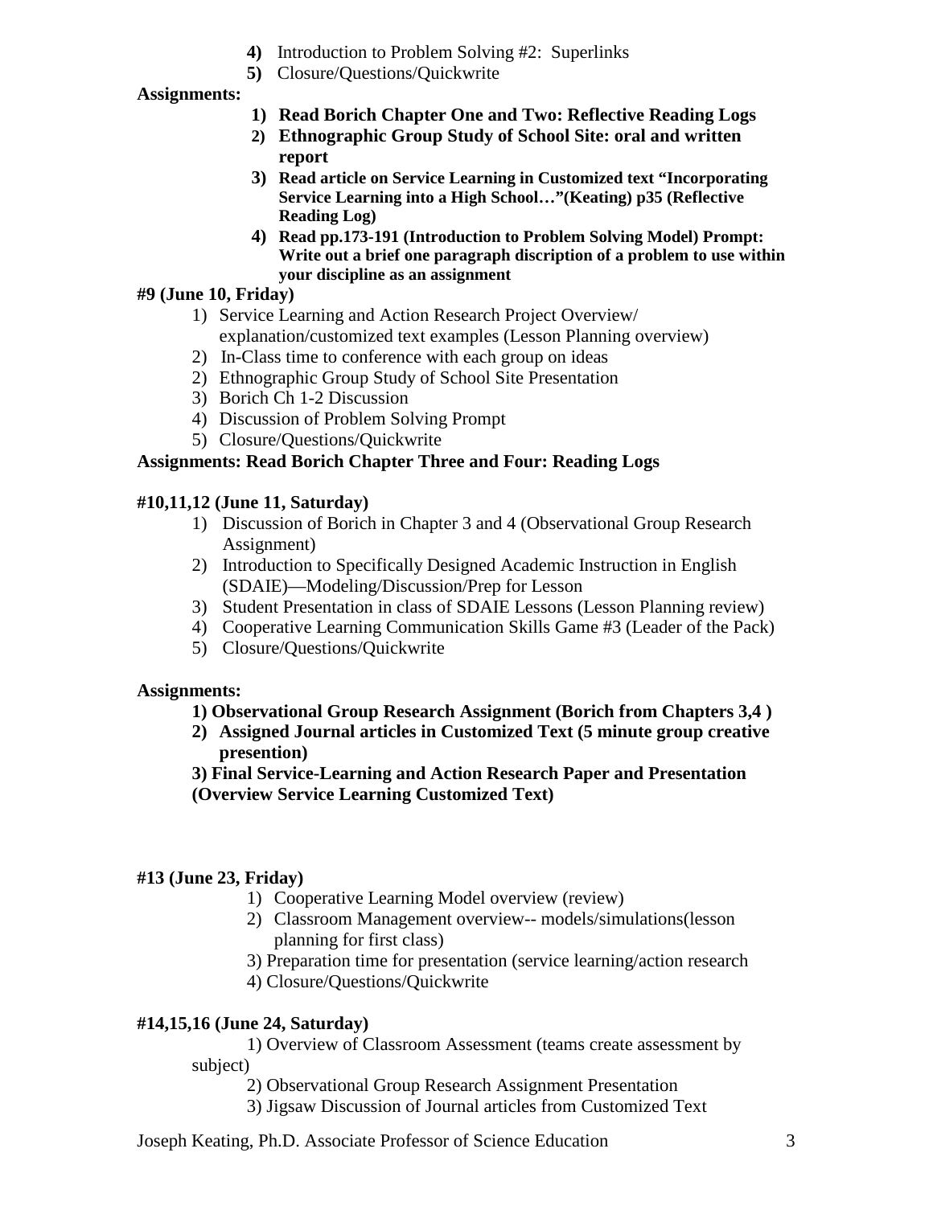4) Introduction to Problem Solving #2: Superlinks
5) Closure/Questions/Quickwrite

**Assignments:**

1) **Read Borich Chapter One and Two: Reflective Reading Logs**
2) **Ethnographic Group Study of School Site: oral and written report**
3) **Read article on Service Learning in Customized text "Incorporating Service Learning into a High School…"(Keating) p35 (Reflective Reading Log)**
4) **Read pp.173-191 (Introduction to Problem Solving Model) Prompt: Write out a brief one paragraph discription of a problem to use within your discipline as an assignment**

**#9 (June 10, Friday)**

1) Service Learning and Action Research Project Overview/ explanation/customized text examples (Lesson Planning overview)
2) In-Class time to conference with each group on ideas
2) Ethnographic Group Study of School Site Presentation
3) Borich Ch 1-2 Discussion
4) Discussion of Problem Solving Prompt
5) Closure/Questions/Quickwrite

**Assignments: Read Borich Chapter Three and Four: Reading Logs**

**#10,11,12 (June 11, Saturday)**

1) Discussion of Borich in Chapter 3 and 4 (Observational Group Research Assignment)
2) Introduction to Specifically Designed Academic Instruction in English (SDAIE)—Modeling/Discussion/Prep for Lesson
3) Student Presentation in class of SDAIE Lessons (Lesson Planning review)
4) Cooperative Learning Communication Skills Game #3 (Leader of the Pack)
5) Closure/Questions/Quickwrite

**Assignments:**

**1) Observational Group Research Assignment (Borich from Chapters 3,4 )**

**2) Assigned Journal articles in Customized Text (5 minute group creative presention)**

**3) Final Service-Learning and Action Research Paper and Presentation (Overview Service Learning Customized Text)**

**#13 (June 23, Friday)**

1) Cooperative Learning Model overview (review)
2) Classroom Management overview-- models/simulations(lesson planning for first class)
3) Preparation time for presentation (service learning/action research
4) Closure/Questions/Quickwrite

**#14,15,16 (June 24, Saturday)**

1) Overview of Classroom Assessment (teams create assessment by subject)
2) Observational Group Research Assignment Presentation
3) Jigsaw Discussion of Journal articles from Customized Text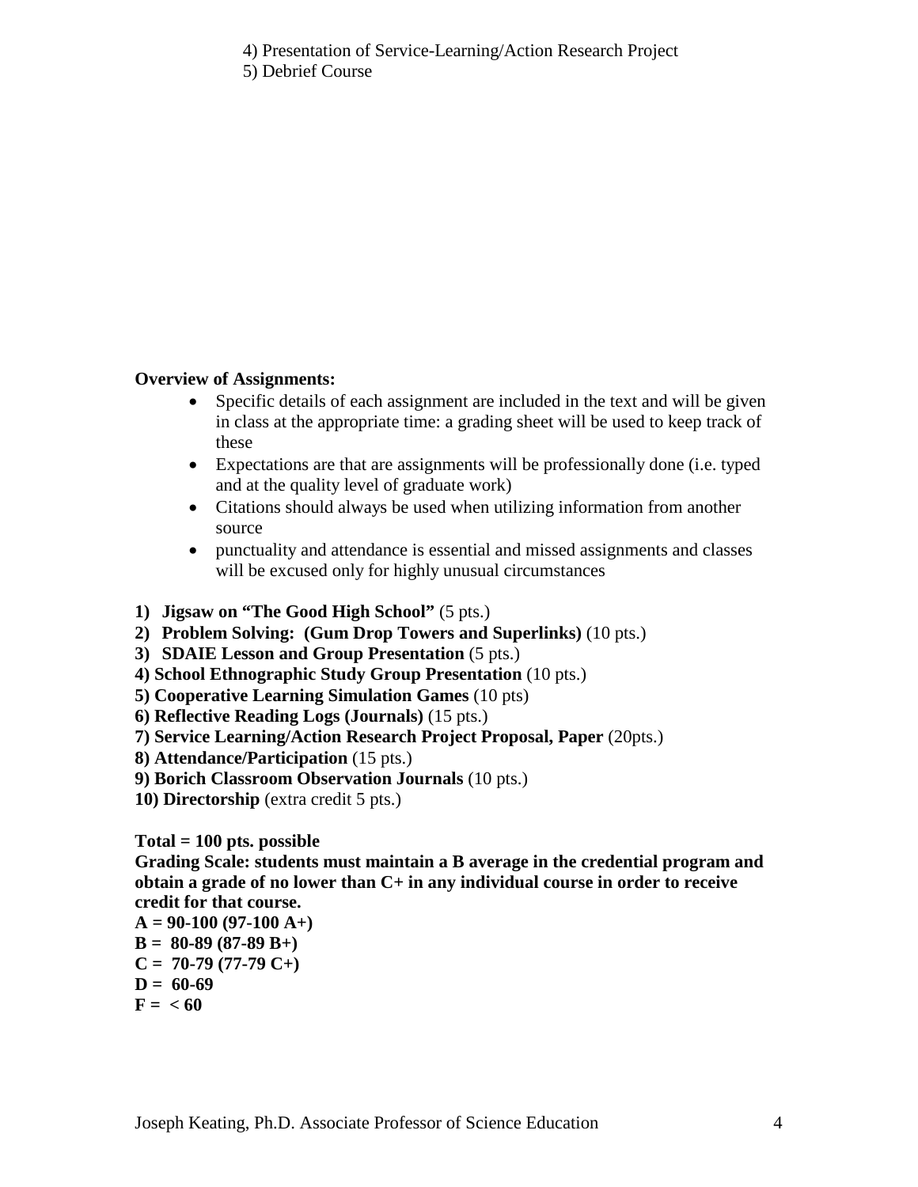4) Presentation of Service-Learning/Action Research Project
5) Debrief Course

**Overview of Assignments:**

- Specific details of each assignment are included in the text and will be given in class at the appropriate time: a grading sheet will be used to keep track of these
- Expectations are that are assignments will be professionally done (i.e. typed and at the quality level of graduate work)
- Citations should always be used when utilizing information from another source
- punctuality and attendance is essential and missed assignments and classes will be excused only for highly unusual circumstances

1) **Jigsaw on "The Good High School"** (5 pts.)
2) **Problem Solving: (Gum Drop Towers and Superlinks)** (10 pts.)
3) **SDAIE Lesson and Group Presentation** (5 pts.)
4) **School Ethnographic Study Group Presentation** (10 pts.)
5) **Cooperative Learning Simulation Games** (10 pts)
6) **Reflective Reading Logs (Journals)** (15 pts.)
7) **Service Learning/Action Research Project Proposal, Paper** (20pts.)
8) **Attendance/Participation** (15 pts.)
9) **Borich Classroom Observation Journals** (10 pts.)
10) **Directorship** (extra credit 5 pts.)

**Total = 100 pts. possible**
**Grading Scale: students must maintain a B average in the credential program and obtain a grade of no lower than C+ in any individual course in order to receive credit for that course.**
**A = 90-100 (97-100 A+)**
**B = 80-89 (87-89 B+)**
**C = 70-79 (77-79 C+)**
**D = 60-69**
**F = < 60**